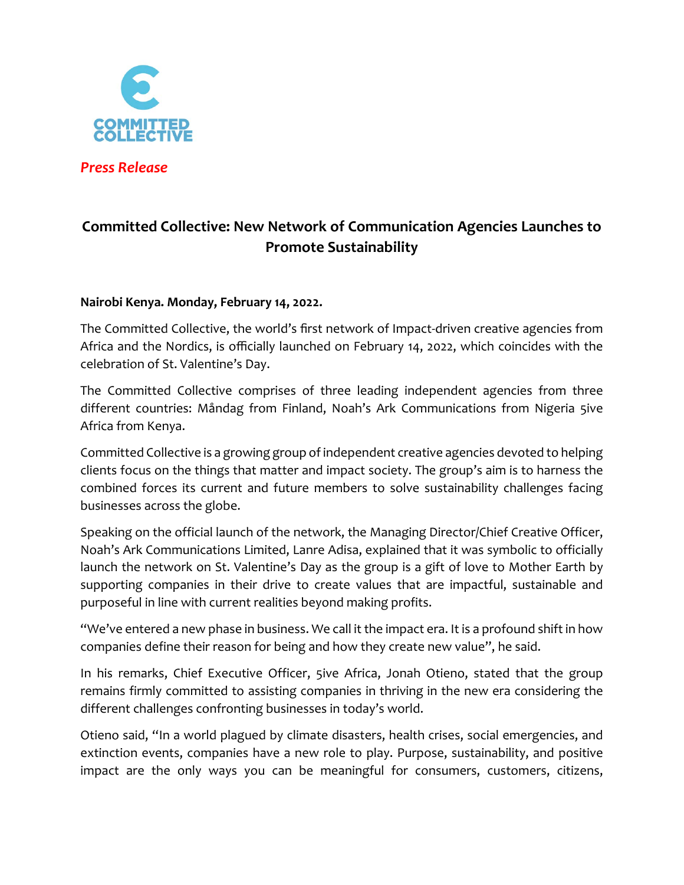COMMITTED COLLECTIVE

*Press Release*

## Committed Collective: New Network of Communication Agencies Launches to Promote Sustainability

**Nairobi Kenya. Monday, February 14, 2022.**

The Committed Collective, the world's first network of Impact-driven creative agencies from Africa and the Nordics, is officially launched on February 14, 2022, which coincides with the celebration of St. Valentine's Day.

The Committed Collective comprises of three leading independent agencies from three different countries: Måndag from Finland, Noah's Ark Communications from Nigeria 5ive Africa from Kenya.

Committed Collective is a growing group of independent creative agencies devoted to helping clients focus on the things that matter and impact society. The group's aim is to harness the combined forces its current and future members to solve sustainability challenges facing businesses across the globe.

Speaking on the official launch of the network, the Managing Director/Chief Creative Officer, Noah's Ark Communications Limited, Lanre Adisa, explained that it was symbolic to officially launch the network on St. Valentine's Day as the group is a gift of love to Mother Earth by supporting companies in their drive to create values that are impactful, sustainable and purposeful in line with current realities beyond making profits.

"We've entered a new phase in business. We call it the impact era. It is a profound shift in how companies define their reason for being and how they create new value", he said.

In his remarks, Chief Executive Officer, 5ive Africa, Jonah Otieno, stated that the group remains firmly committed to assisting companies in thriving in the new era considering the different challenges confronting businesses in today's world.

Otieno said, "In a world plagued by climate disasters, health crises, social emergencies, and extinction events, companies have a new role to play. Purpose, sustainability, and positive impact are the only ways you can be meaningful for consumers, customers, citizens,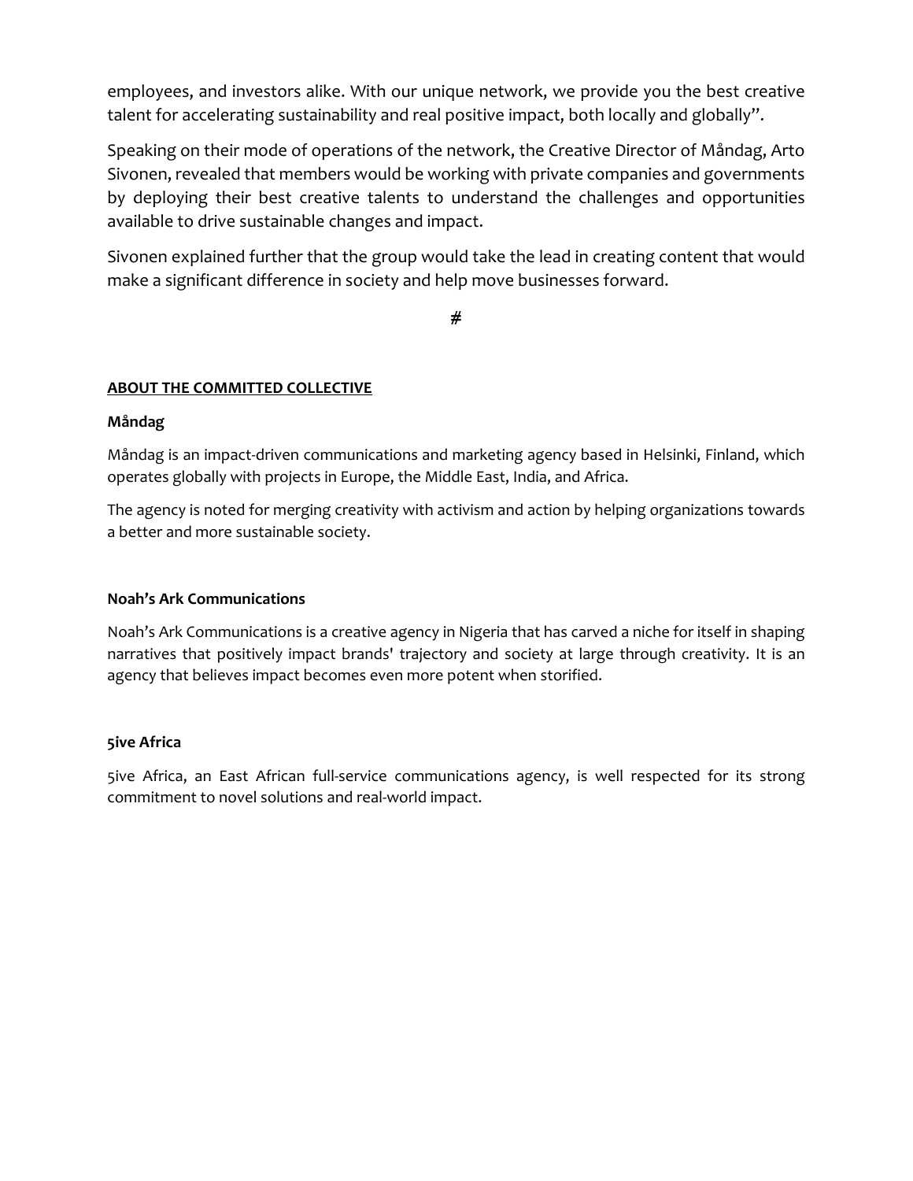employees, and investors alike. With our unique network, we provide you the best creative talent for accelerating sustainability and real positive impact, both locally and globally".

Speaking on their mode of operations of the network, the Creative Director of Måndag, Arto Sivonen, revealed that members would be working with private companies and governments by deploying their best creative talents to understand the challenges and opportunities available to drive sustainable changes and impact.

Sivonen explained further that the group would take the lead in creating content that would make a significant difference in society and help move businesses forward.

#

**ABOUT THE COMMITTED COLLECTIVE**

**Måndag**

Måndag is an impact-driven communications and marketing agency based in Helsinki, Finland, which operates globally with projects in Europe, the Middle East, India, and Africa.

The agency is noted for merging creativity with activism and action by helping organizations towards a better and more sustainable society.

**Noah's Ark Communications**

Noah's Ark Communications is a creative agency in Nigeria that has carved a niche for itself in shaping narratives that positively impact brands' trajectory and society at large through creativity. It is an agency that believes impact becomes even more potent when storified.

**5ive Africa**

5ive Africa, an East African full-service communications agency, is well respected for its strong commitment to novel solutions and real-world impact.